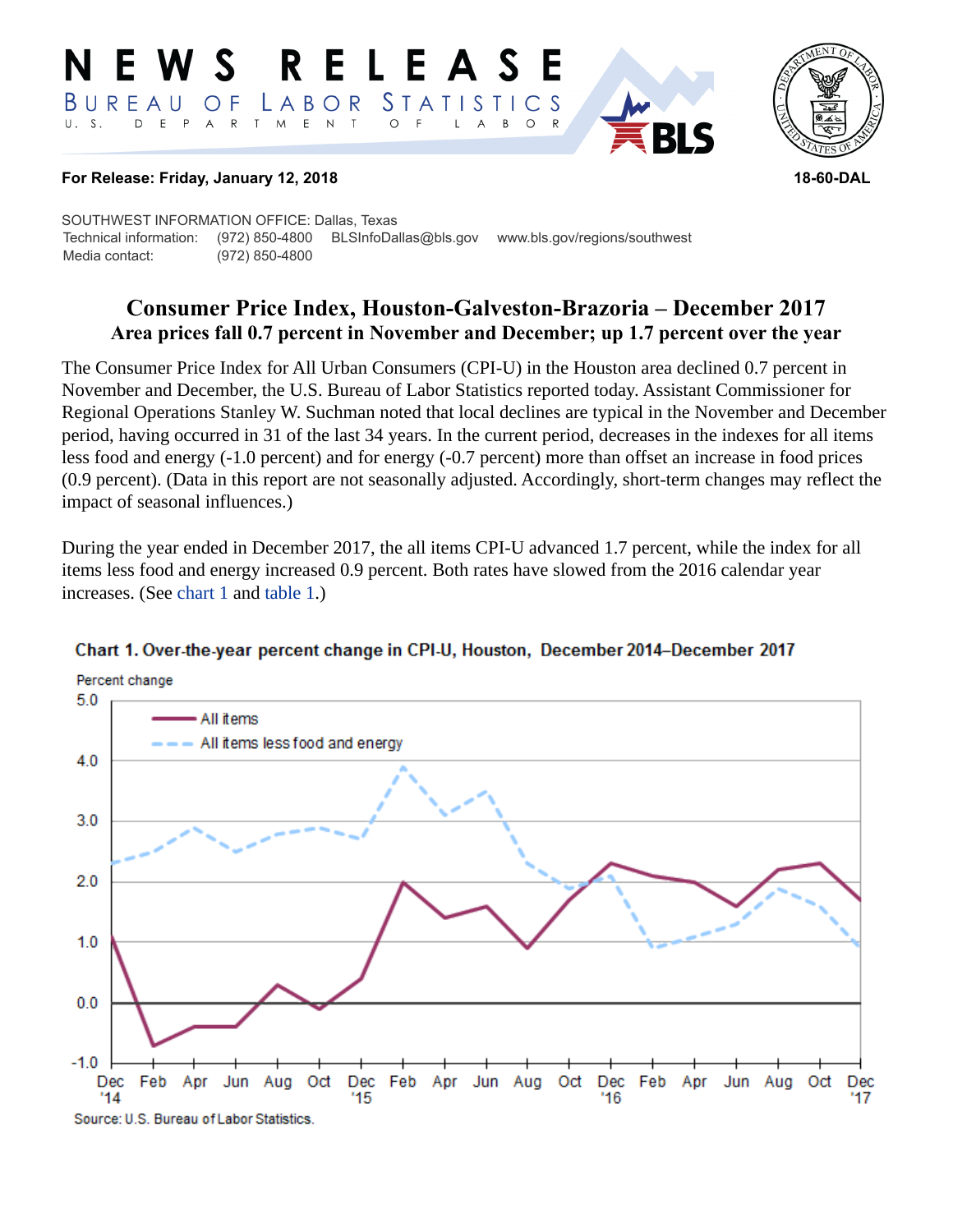NEWS RELEASE

BUREAU OF LABOR STATISTICS

U. S. DEPARTMENT OF LABOR

**For Release: Friday, January 12, 2018** **18-60-DAL**

SOUTHWEST INFORMATION OFFICE: Dallas, Texas
Technical information: (972) 850-4800 BLSInfoDallas@bls.gov www.bls.gov/regions/southwest
Media contact: (972) 850-4800

# Consumer Price Index, Houston-Galveston-Brazoria – December 2017

## Area prices fall 0.7 percent in November and December; up 1.7 percent over the year

The Consumer Price Index for All Urban Consumers (CPI-U) in the Houston area declined 0.7 percent in November and December, the U.S. Bureau of Labor Statistics reported today. Assistant Commissioner for Regional Operations Stanley W. Suchman noted that local declines are typical in the November and December period, having occurred in 31 of the last 34 years. In the current period, decreases in the indexes for all items less food and energy (-1.0 percent) and for energy (-0.7 percent) more than offset an increase in food prices (0.9 percent). (Data in this report are not seasonally adjusted. Accordingly, short-term changes may reflect the impact of seasonal influences.)

During the year ended in December 2017, the all items CPI-U advanced 1.7 percent, while the index for all items less food and energy increased 0.9 percent. Both rates have slowed from the 2016 calendar year increases. (See chart 1 and table 1.)

**Chart 1. Over-the-year percent change in CPI-U, Houston, December 2014–December 2017**

Source: U.S. Bureau of Labor Statistics.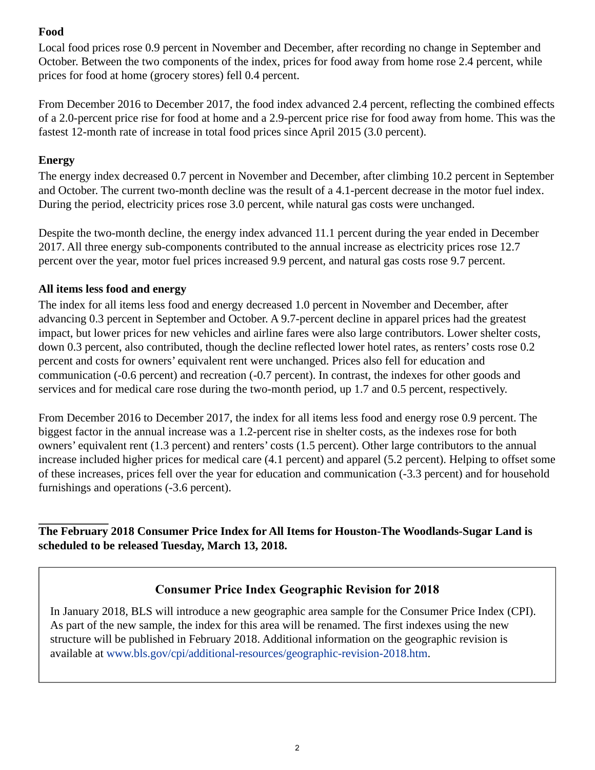**Food**

Local food prices rose 0.9 percent in November and December, after recording no change in September and October. Between the two components of the index, prices for food away from home rose 2.4 percent, while prices for food at home (grocery stores) fell 0.4 percent.

From December 2016 to December 2017, the food index advanced 2.4 percent, reflecting the combined effects of a 2.0-percent price rise for food at home and a 2.9-percent price rise for food away from home. This was the fastest 12-month rate of increase in total food prices since April 2015 (3.0 percent).

**Energy**

The energy index decreased 0.7 percent in November and December, after climbing 10.2 percent in September and October. The current two-month decline was the result of a 4.1-percent decrease in the motor fuel index. During the period, electricity prices rose 3.0 percent, while natural gas costs were unchanged.

Despite the two-month decline, the energy index advanced 11.1 percent during the year ended in December 2017. All three energy sub-components contributed to the annual increase as electricity prices rose 12.7 percent over the year, motor fuel prices increased 9.9 percent, and natural gas costs rose 9.7 percent.

**All items less food and energy**

The index for all items less food and energy decreased 1.0 percent in November and December, after advancing 0.3 percent in September and October. A 9.7-percent decline in apparel prices had the greatest impact, but lower prices for new vehicles and airline fares were also large contributors. Lower shelter costs, down 0.3 percent, also contributed, though the decline reflected lower hotel rates, as renters' costs rose 0.2 percent and costs for owners' equivalent rent were unchanged. Prices also fell for education and communication (-0.6 percent) and recreation (-0.7 percent). In contrast, the indexes for other goods and services and for medical care rose during the two-month period, up 1.7 and 0.5 percent, respectively.

From December 2016 to December 2017, the index for all items less food and energy rose 0.9 percent. The biggest factor in the annual increase was a 1.2-percent rise in shelter costs, as the indexes rose for both owners' equivalent rent (1.3 percent) and renters' costs (1.5 percent). Other large contributors to the annual increase included higher prices for medical care (4.1 percent) and apparel (5.2 percent). Helping to offset some of these increases, prices fell over the year for education and communication (-3.3 percent) and for household furnishings and operations (-3.6 percent).

---

**The February 2018 Consumer Price Index for All Items for Houston-The Woodlands-Sugar Land is scheduled to be released Tuesday, March 13, 2018.**

## Consumer Price Index Geographic Revision for 2018

In January 2018, BLS will introduce a new geographic area sample for the Consumer Price Index (CPI). As part of the new sample, the index for this area will be renamed. The first indexes using the new structure will be published in February 2018. Additional information on the geographic revision is available at www.bls.gov/cpi/additional-resources/geographic-revision-2018.htm.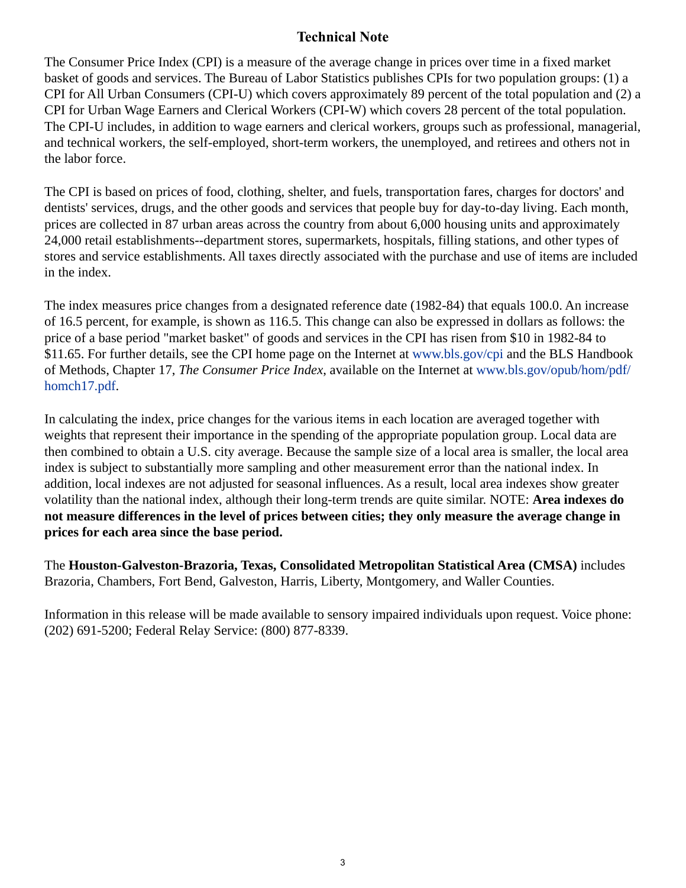# Technical Note

The Consumer Price Index (CPI) is a measure of the average change in prices over time in a fixed market basket of goods and services. The Bureau of Labor Statistics publishes CPIs for two population groups: (1) a CPI for All Urban Consumers (CPI-U) which covers approximately 89 percent of the total population and (2) a CPI for Urban Wage Earners and Clerical Workers (CPI-W) which covers 28 percent of the total population. The CPI-U includes, in addition to wage earners and clerical workers, groups such as professional, managerial, and technical workers, the self-employed, short-term workers, the unemployed, and retirees and others not in the labor force.

The CPI is based on prices of food, clothing, shelter, and fuels, transportation fares, charges for doctors' and dentists' services, drugs, and the other goods and services that people buy for day-to-day living. Each month, prices are collected in 87 urban areas across the country from about 6,000 housing units and approximately 24,000 retail establishments--department stores, supermarkets, hospitals, filling stations, and other types of stores and service establishments. All taxes directly associated with the purchase and use of items are included in the index.

The index measures price changes from a designated reference date (1982-84) that equals 100.0. An increase of 16.5 percent, for example, is shown as 116.5. This change can also be expressed in dollars as follows: the price of a base period "market basket" of goods and services in the CPI has risen from $10 in 1982-84 to $11.65. For further details, see the CPI home page on the Internet at www.bls.gov/cpi and the BLS Handbook of Methods, Chapter 17, *The Consumer Price Index*, available on the Internet at www.bls.gov/opub/hom/pdf/homch17.pdf.

In calculating the index, price changes for the various items in each location are averaged together with weights that represent their importance in the spending of the appropriate population group. Local data are then combined to obtain a U.S. city average. Because the sample size of a local area is smaller, the local area index is subject to substantially more sampling and other measurement error than the national index. In addition, local indexes are not adjusted for seasonal influences. As a result, local area indexes show greater volatility than the national index, although their long-term trends are quite similar. NOTE: **Area indexes do not measure differences in the level of prices between cities; they only measure the average change in prices for each area since the base period.**

The **Houston-Galveston-Brazoria, Texas, Consolidated Metropolitan Statistical Area (CMSA)** includes Brazoria, Chambers, Fort Bend, Galveston, Harris, Liberty, Montgomery, and Waller Counties.

Information in this release will be made available to sensory impaired individuals upon request. Voice phone: (202) 691-5200; Federal Relay Service: (800) 877-8339.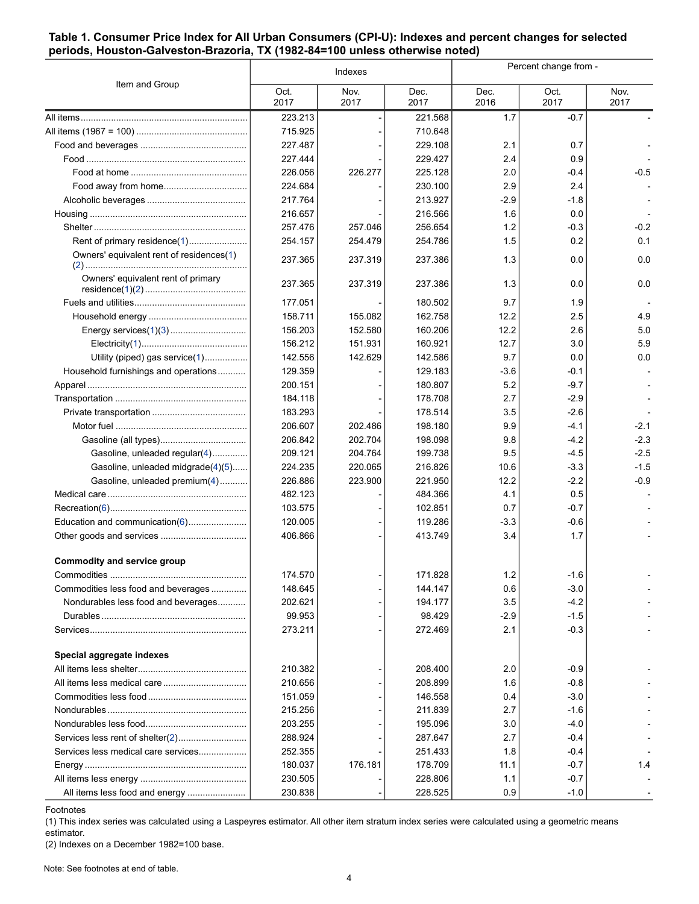**Table 1. Consumer Price Index for All Urban Consumers (CPI-U): Indexes and percent changes for selected periods, Houston-Galveston-Brazoria, TX (1982-84=100 unless otherwise noted)**

| Item and Group | Indexes | | | Percent change from - | | |
|---|---|---|---|---|---|---|
| | Oct. 2017 | Nov. 2017 | Dec. 2017 | Dec. 2016 | Oct. 2017 | Nov. 2017 |
| All items | 223.213 | - | 221.568 | 1.7 | -0.7 | - |
| All items (1967 = 100) | 715.925 | - | 710.648 | | | |
| Food and beverages | 227.487 | - | 229.108 | 2.1 | 0.7 | - |
| Food | 227.444 | - | 229.427 | 2.4 | 0.9 | - |
| Food at home | 226.056 | 226.277 | 225.128 | 2.0 | -0.4 | -0.5 |
| Food away from home | 224.684 | - | 230.100 | 2.9 | 2.4 | - |
| Alcoholic beverages | 217.764 | - | 213.927 | -2.9 | -1.8 | - |
| Housing | 216.657 | - | 216.566 | 1.6 | 0.0 | - |
| Shelter | 257.476 | 257.046 | 256.654 | 1.2 | -0.3 | -0.2 |
| Rent of primary residence(1) | 254.157 | 254.479 | 254.786 | 1.5 | 0.2 | 0.1 |
| Owners' equivalent rent of residences(1)(2) | 237.365 | 237.319 | 237.386 | 1.3 | 0.0 | 0.0 |
| Owners' equivalent rent of primary residence(1)(2) | 237.365 | 237.319 | 237.386 | 1.3 | 0.0 | 0.0 |
| Fuels and utilities | 177.051 | - | 180.502 | 9.7 | 1.9 | - |
| Household energy | 158.711 | 155.082 | 162.758 | 12.2 | 2.5 | 4.9 |
| Energy services(1)(3) | 156.203 | 152.580 | 160.206 | 12.2 | 2.6 | 5.0 |
| Electricity(1) | 156.212 | 151.931 | 160.921 | 12.7 | 3.0 | 5.9 |
| Utility (piped) gas service(1) | 142.556 | 142.629 | 142.586 | 9.7 | 0.0 | 0.0 |
| Household furnishings and operations | 129.359 | - | 129.183 | -3.6 | -0.1 | - |
| Apparel | 200.151 | - | 180.807 | 5.2 | -9.7 | - |
| Transportation | 184.118 | - | 178.708 | 2.7 | -2.9 | - |
| Private transportation | 183.293 | - | 178.514 | 3.5 | -2.6 | - |
| Motor fuel | 206.607 | 202.486 | 198.180 | 9.9 | -4.1 | -2.1 |
| Gasoline (all types) | 206.842 | 202.704 | 198.098 | 9.8 | -4.2 | -2.3 |
| Gasoline, unleaded regular(4) | 209.121 | 204.764 | 199.738 | 9.5 | -4.5 | -2.5 |
| Gasoline, unleaded midgrade(4)(5) | 224.235 | 220.065 | 216.826 | 10.6 | -3.3 | -1.5 |
| Gasoline, unleaded premium(4) | 226.886 | 223.900 | 221.950 | 12.2 | -2.2 | -0.9 |
| Medical care | 482.123 | - | 484.366 | 4.1 | 0.5 | - |
| Recreation(6) | 103.575 | - | 102.851 | 0.7 | -0.7 | - |
| Education and communication(6) | 120.005 | - | 119.286 | -3.3 | -0.6 | - |
| Other goods and services | 406.866 | - | 413.749 | 3.4 | 1.7 | - |
| **Commodity and service group** | | | | | | |
| Commodities | 174.570 | - | 171.828 | 1.2 | -1.6 | - |
| Commodities less food and beverages | 148.645 | - | 144.147 | 0.6 | -3.0 | - |
| Nondurables less food and beverages | 202.621 | - | 194.177 | 3.5 | -4.2 | - |
| Durables | 99.953 | - | 98.429 | -2.9 | -1.5 | - |
| Services | 273.211 | - | 272.469 | 2.1 | -0.3 | - |
| **Special aggregate indexes** | | | | | | |
| All items less shelter | 210.382 | - | 208.400 | 2.0 | -0.9 | - |
| All items less medical care | 210.656 | - | 208.899 | 1.6 | -0.8 | - |
| Commodities less food | 151.059 | - | 146.558 | 0.4 | -3.0 | - |
| Nondurables | 215.256 | - | 211.839 | 2.7 | -1.6 | - |
| Nondurables less food | 203.255 | - | 195.096 | 3.0 | -4.0 | - |
| Services less rent of shelter(2) | 288.924 | - | 287.647 | 2.7 | -0.4 | - |
| Services less medical care services | 252.355 | - | 251.433 | 1.8 | -0.4 | - |
| Energy | 180.037 | 176.181 | 178.709 | 11.1 | -0.7 | 1.4 |
| All items less energy | 230.505 | - | 228.806 | 1.1 | -0.7 | - |
| All items less food and energy | 230.838 | - | 228.525 | 0.9 | -1.0 | - |

Footnotes

(1) This index series was calculated using a Laspeyres estimator. All other item stratum index series were calculated using a geometric means estimator.

(2) Indexes on a December 1982=100 base.

Note: See footnotes at end of table.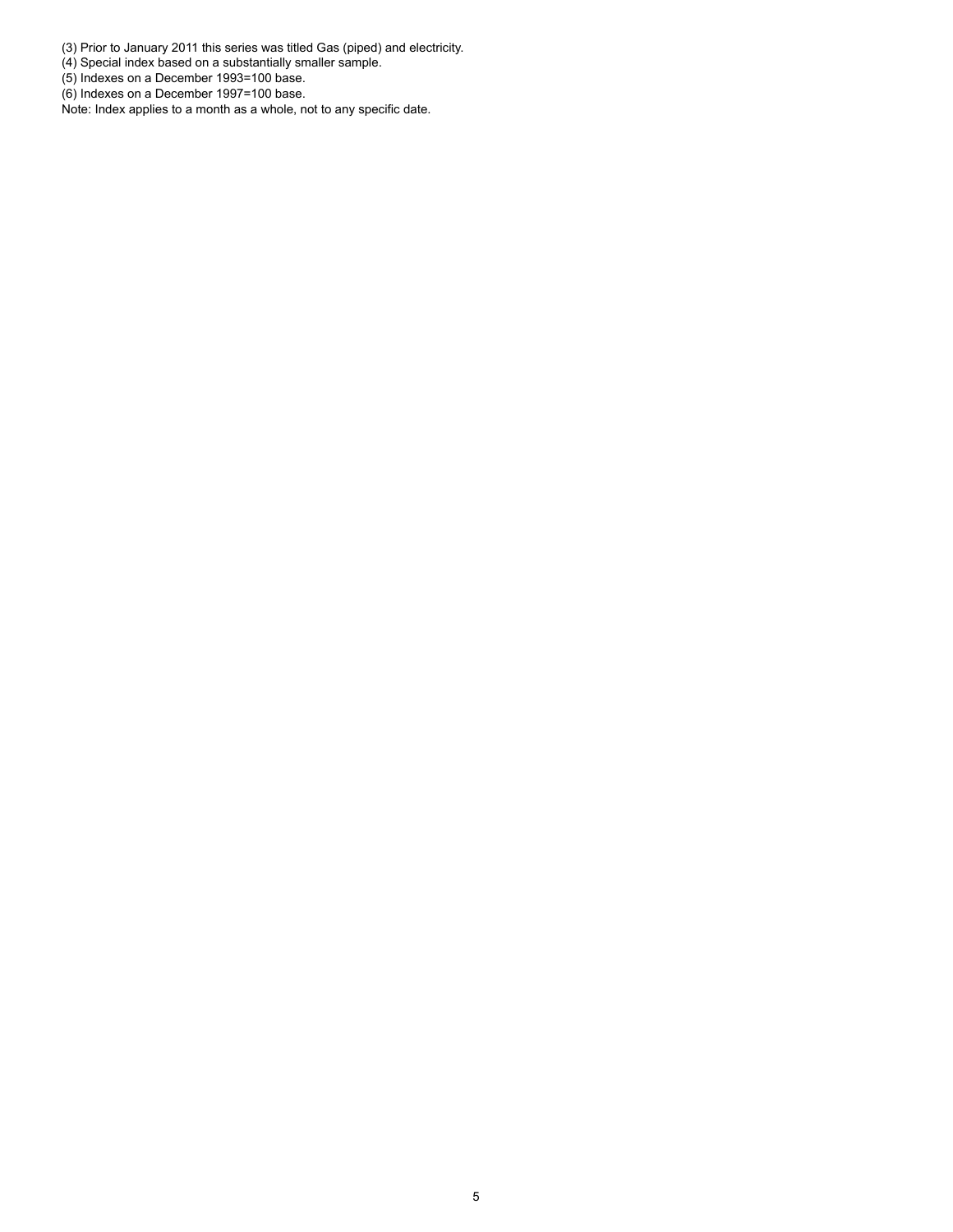(3) Prior to January 2011 this series was titled Gas (piped) and electricity.
(4) Special index based on a substantially smaller sample.
(5) Indexes on a December 1993=100 base.
(6) Indexes on a December 1997=100 base.
Note: Index applies to a month as a whole, not to any specific date.